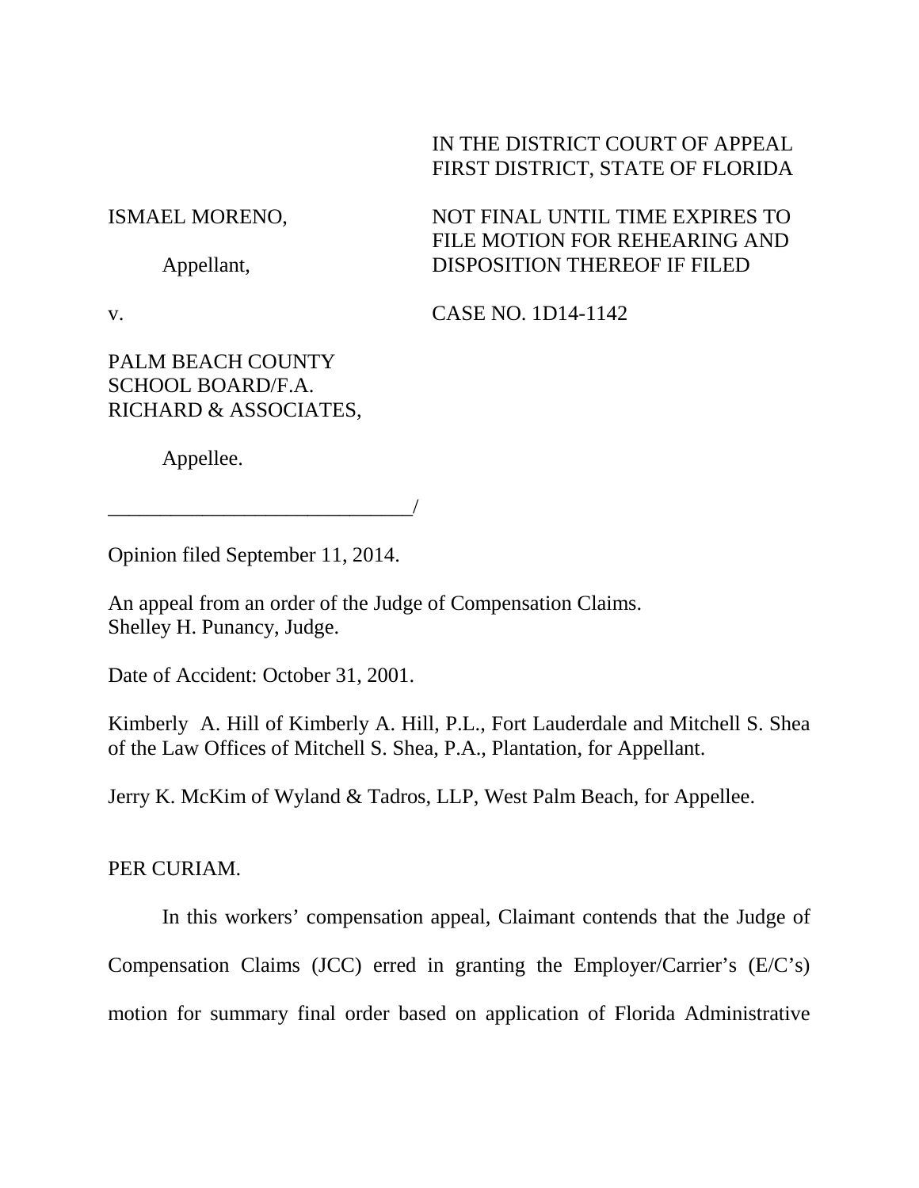IN THE DISTRICT COURT OF APPEAL
FIRST DISTRICT, STATE OF FLORIDA

ISMAEL MORENO,

Appellant,

NOT FINAL UNTIL TIME EXPIRES TO FILE MOTION FOR REHEARING AND DISPOSITION THEREOF IF FILED

v.

CASE NO. 1D14-1142

PALM BEACH COUNTY SCHOOL BOARD/F.A. RICHARD & ASSOCIATES,

Appellee.

_____________________________/

Opinion filed September 11, 2014.

An appeal from an order of the Judge of Compensation Claims.
Shelley H. Punancy, Judge.

Date of Accident: October 31, 2001.

Kimberly A. Hill of Kimberly A. Hill, P.L., Fort Lauderdale and Mitchell S. Shea of the Law Offices of Mitchell S. Shea, P.A., Plantation, for Appellant.

Jerry K. McKim of Wyland & Tadros, LLP, West Palm Beach, for Appellee.

PER CURIAM.

In this workers' compensation appeal, Claimant contends that the Judge of Compensation Claims (JCC) erred in granting the Employer/Carrier's (E/C's) motion for summary final order based on application of Florida Administrative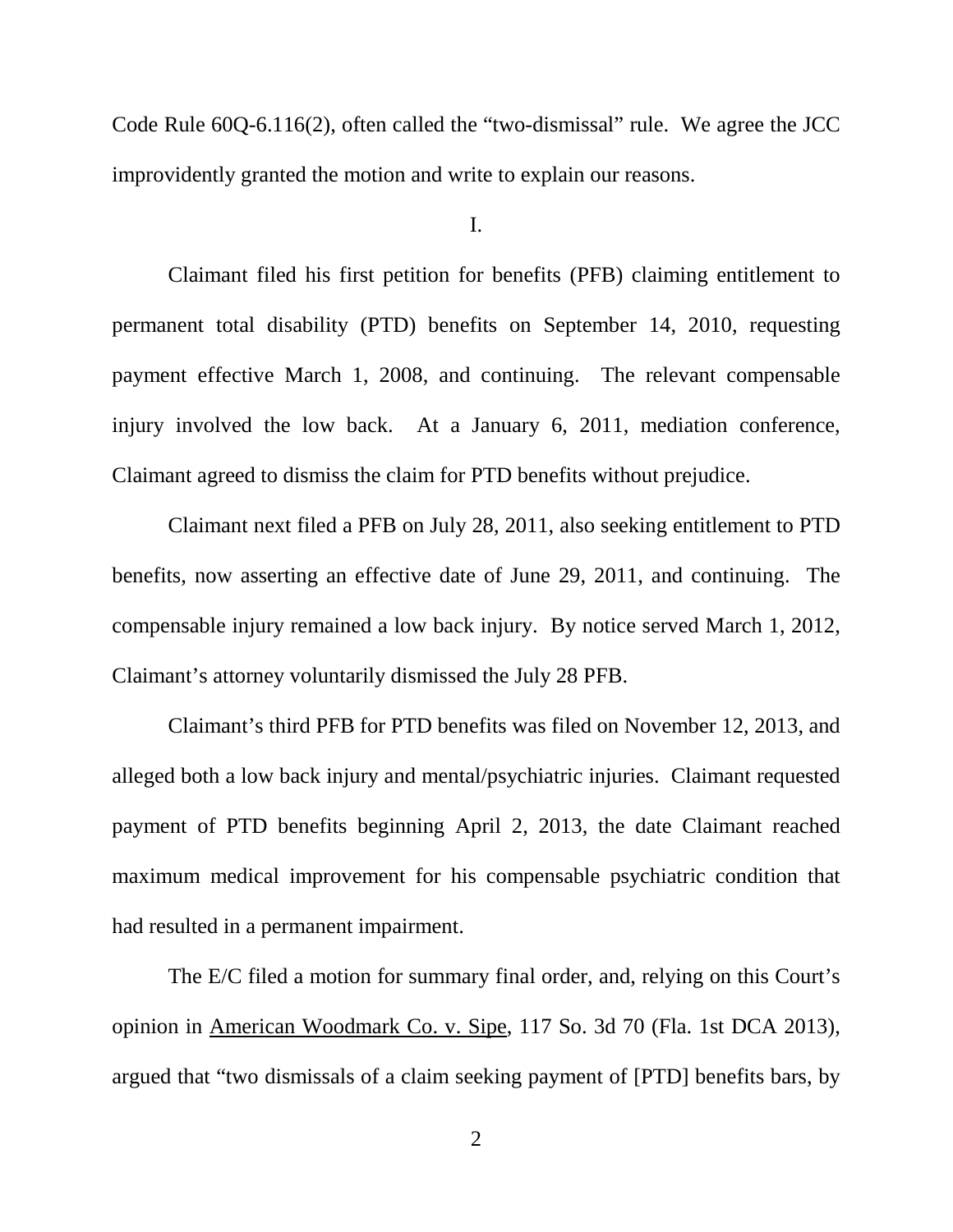Code Rule 60Q-6.116(2), often called the "two-dismissal" rule. We agree the JCC improvidently granted the motion and write to explain our reasons.

I.

Claimant filed his first petition for benefits (PFB) claiming entitlement to permanent total disability (PTD) benefits on September 14, 2010, requesting payment effective March 1, 2008, and continuing. The relevant compensable injury involved the low back. At a January 6, 2011, mediation conference, Claimant agreed to dismiss the claim for PTD benefits without prejudice.

Claimant next filed a PFB on July 28, 2011, also seeking entitlement to PTD benefits, now asserting an effective date of June 29, 2011, and continuing. The compensable injury remained a low back injury. By notice served March 1, 2012, Claimant's attorney voluntarily dismissed the July 28 PFB.

Claimant's third PFB for PTD benefits was filed on November 12, 2013, and alleged both a low back injury and mental/psychiatric injuries. Claimant requested payment of PTD benefits beginning April 2, 2013, the date Claimant reached maximum medical improvement for his compensable psychiatric condition that had resulted in a permanent impairment.

The E/C filed a motion for summary final order, and, relying on this Court's opinion in American Woodmark Co. v. Sipe, 117 So. 3d 70 (Fla. 1st DCA 2013), argued that "two dismissals of a claim seeking payment of [PTD] benefits bars, by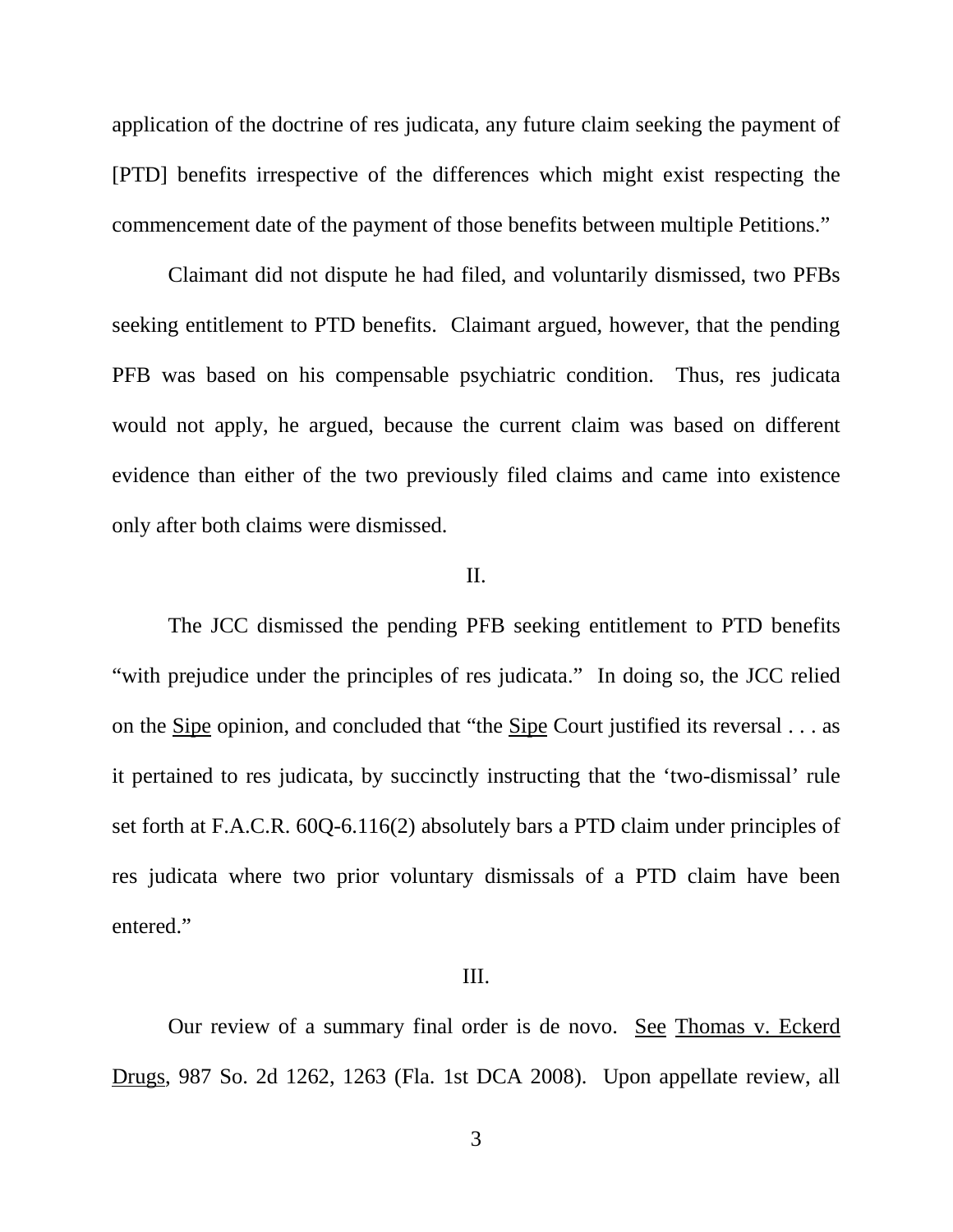application of the doctrine of res judicata, any future claim seeking the payment of [PTD] benefits irrespective of the differences which might exist respecting the commencement date of the payment of those benefits between multiple Petitions."

Claimant did not dispute he had filed, and voluntarily dismissed, two PFBs seeking entitlement to PTD benefits. Claimant argued, however, that the pending PFB was based on his compensable psychiatric condition. Thus, res judicata would not apply, he argued, because the current claim was based on different evidence than either of the two previously filed claims and came into existence only after both claims were dismissed.

II.

The JCC dismissed the pending PFB seeking entitlement to PTD benefits "with prejudice under the principles of res judicata." In doing so, the JCC relied on the Sipe opinion, and concluded that "the Sipe Court justified its reversal . . . as it pertained to res judicata, by succinctly instructing that the 'two-dismissal' rule set forth at F.A.C.R. 60Q-6.116(2) absolutely bars a PTD claim under principles of res judicata where two prior voluntary dismissals of a PTD claim have been entered."

III.

Our review of a summary final order is de novo. See Thomas v. Eckerd Drugs, 987 So. 2d 1262, 1263 (Fla. 1st DCA 2008). Upon appellate review, all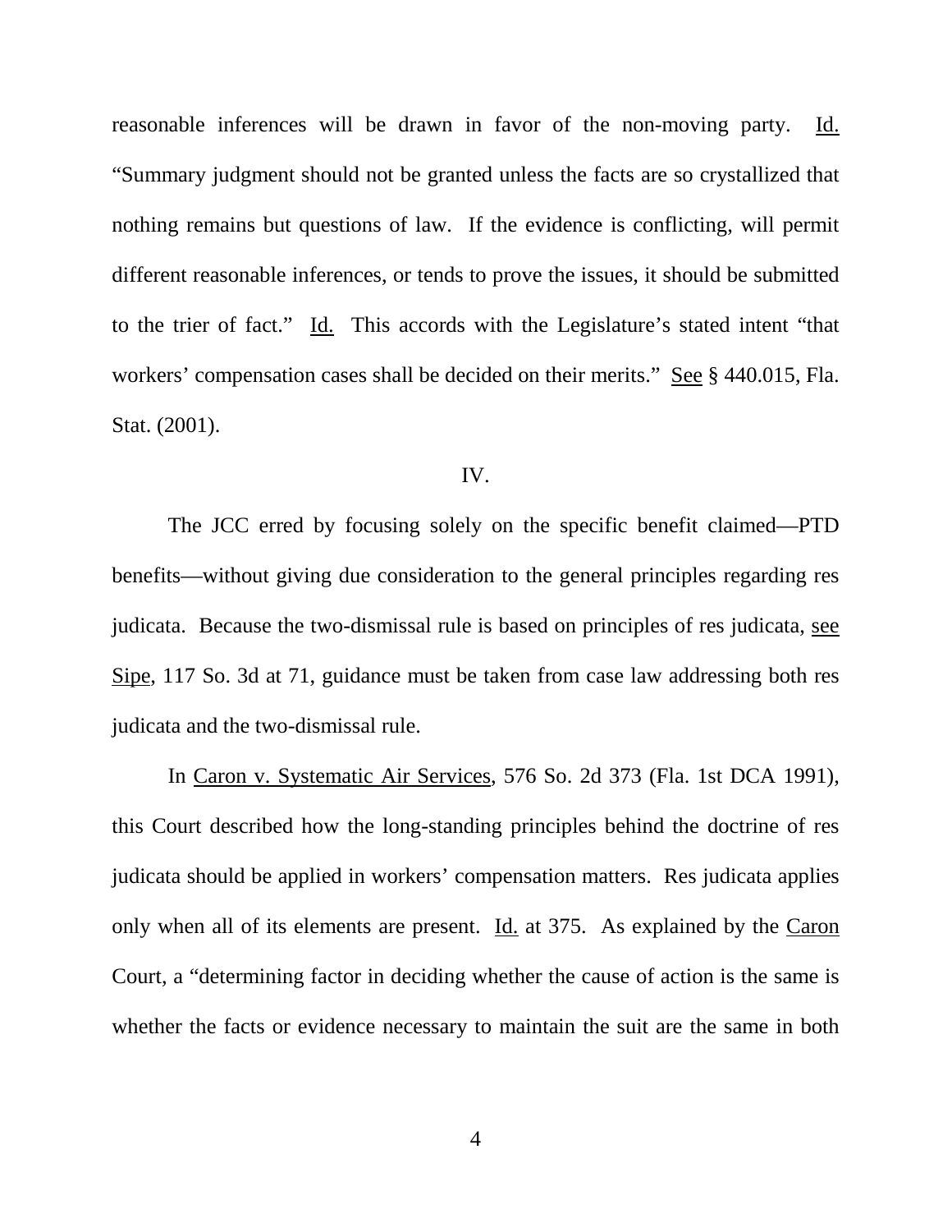reasonable inferences will be drawn in favor of the non-moving party. Id. "Summary judgment should not be granted unless the facts are so crystallized that nothing remains but questions of law. If the evidence is conflicting, will permit different reasonable inferences, or tends to prove the issues, it should be submitted to the trier of fact." Id. This accords with the Legislature's stated intent "that workers' compensation cases shall be decided on their merits." See § 440.015, Fla. Stat. (2001).

IV.

The JCC erred by focusing solely on the specific benefit claimed—PTD benefits—without giving due consideration to the general principles regarding res judicata. Because the two-dismissal rule is based on principles of res judicata, see Sipe, 117 So. 3d at 71, guidance must be taken from case law addressing both res judicata and the two-dismissal rule.

In Caron v. Systematic Air Services, 576 So. 2d 373 (Fla. 1st DCA 1991), this Court described how the long-standing principles behind the doctrine of res judicata should be applied in workers' compensation matters. Res judicata applies only when all of its elements are present. Id. at 375. As explained by the Caron Court, a "determining factor in deciding whether the cause of action is the same is whether the facts or evidence necessary to maintain the suit are the same in both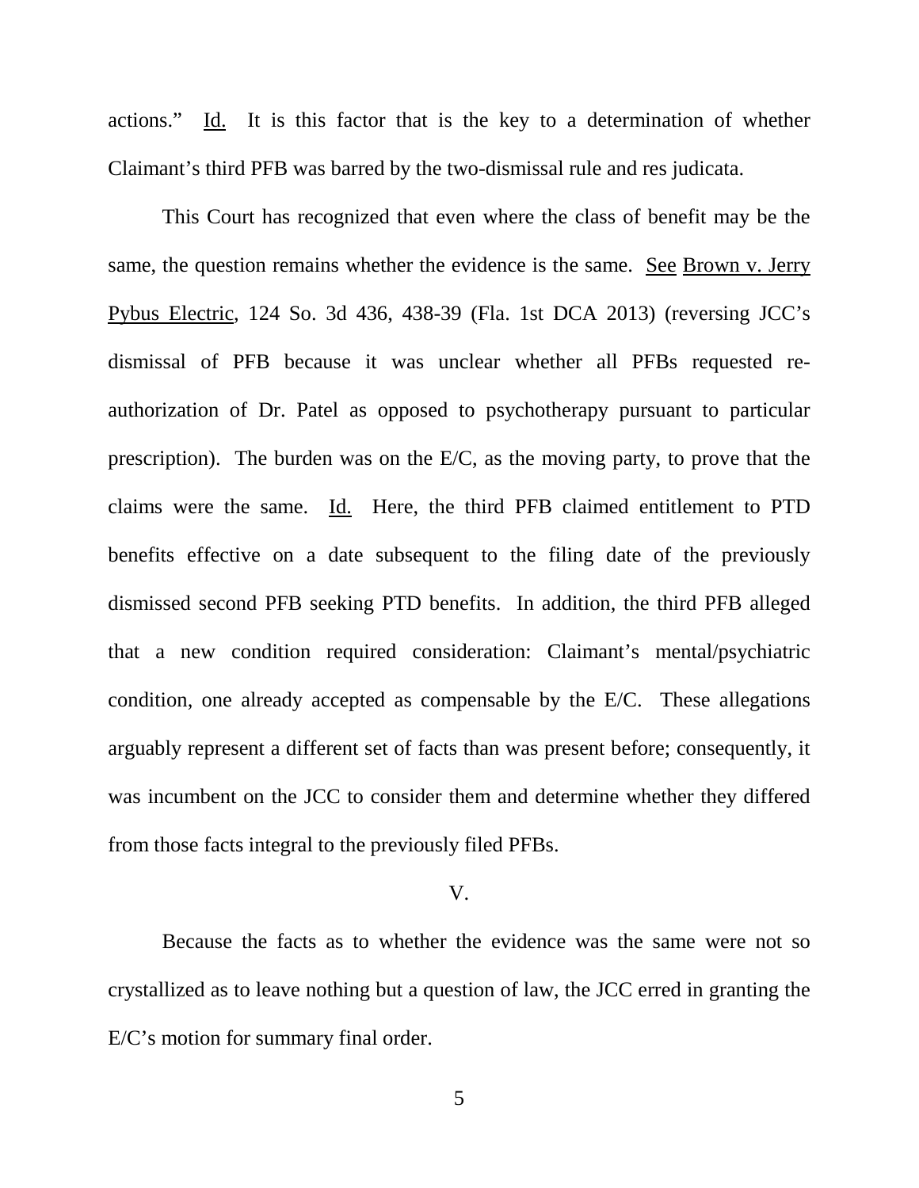actions." Id. It is this factor that is the key to a determination of whether Claimant's third PFB was barred by the two-dismissal rule and res judicata.

This Court has recognized that even where the class of benefit may be the same, the question remains whether the evidence is the same. See Brown v. Jerry Pybus Electric, 124 So. 3d 436, 438-39 (Fla. 1st DCA 2013) (reversing JCC's dismissal of PFB because it was unclear whether all PFBs requested re-authorization of Dr. Patel as opposed to psychotherapy pursuant to particular prescription). The burden was on the E/C, as the moving party, to prove that the claims were the same. Id. Here, the third PFB claimed entitlement to PTD benefits effective on a date subsequent to the filing date of the previously dismissed second PFB seeking PTD benefits. In addition, the third PFB alleged that a new condition required consideration: Claimant's mental/psychiatric condition, one already accepted as compensable by the E/C. These allegations arguably represent a different set of facts than was present before; consequently, it was incumbent on the JCC to consider them and determine whether they differed from those facts integral to the previously filed PFBs.

V.

Because the facts as to whether the evidence was the same were not so crystallized as to leave nothing but a question of law, the JCC erred in granting the E/C's motion for summary final order.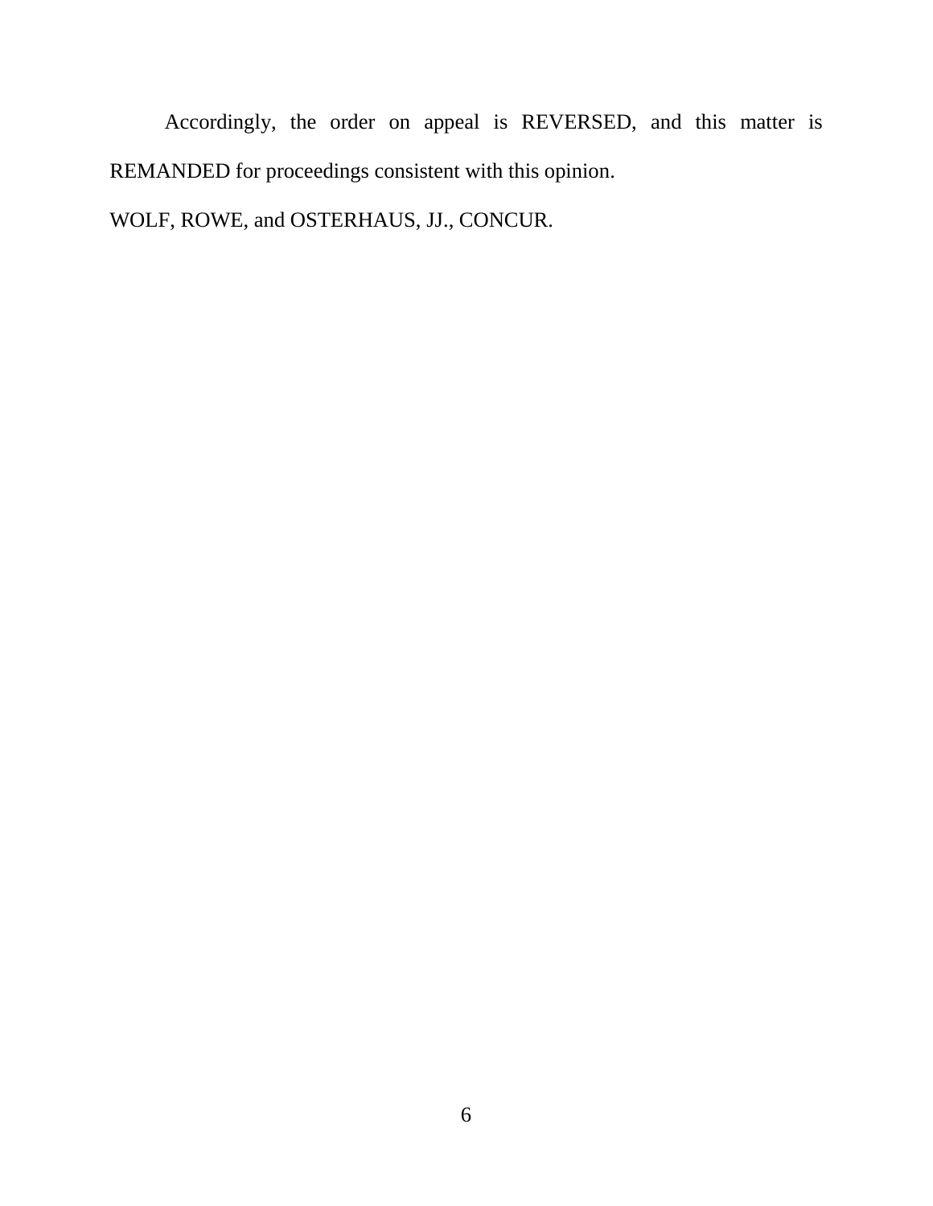Accordingly, the order on appeal is REVERSED, and this matter is REMANDED for proceedings consistent with this opinion.

WOLF, ROWE, and OSTERHAUS, JJ., CONCUR.